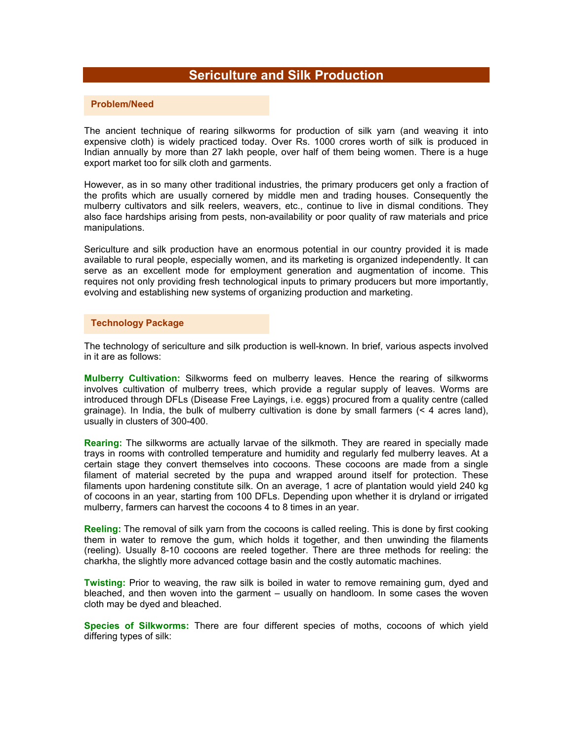# Sericulture and Silk Production

## Problem/Need

The ancient technique of rearing silkworms for production of silk yarn (and weaving it into expensive cloth) is widely practiced today. Over Rs. 1000 crores worth of silk is produced in Indian annually by more than 27 lakh people, over half of them being women. There is a huge export market too for silk cloth and garments.

However, as in so many other traditional industries, the primary producers get only a fraction of the profits which are usually cornered by middle men and trading houses. Consequently the mulberry cultivators and silk reelers, weavers, etc., continue to live in dismal conditions. They also face hardships arising from pests, non-availability or poor quality of raw materials and price manipulations.

Sericulture and silk production have an enormous potential in our country provided it is made available to rural people, especially women, and its marketing is organized independently. It can serve as an excellent mode for employment generation and augmentation of income. This requires not only providing fresh technological inputs to primary producers but more importantly, evolving and establishing new systems of organizing production and marketing.

## Technology Package

The technology of sericulture and silk production is well-known. In brief, various aspects involved in it are as follows:

**Mulberry Cultivation:** Silkworms feed on mulberry leaves. Hence the rearing of silkworms involves cultivation of mulberry trees, which provide a regular supply of leaves. Worms are introduced through DFLs (Disease Free Layings, i.e. eggs) procured from a quality centre (called grainage). In India, the bulk of mulberry cultivation is done by small farmers (< 4 acres land), usually in clusters of 300-400.

**Rearing:** The silkworms are actually larvae of the silkmoth. They are reared in specially made trays in rooms with controlled temperature and humidity and regularly fed mulberry leaves. At a certain stage they convert themselves into cocoons. These cocoons are made from a single filament of material secreted by the pupa and wrapped around itself for protection. These filaments upon hardening constitute silk. On an average, 1 acre of plantation would yield 240 kg of cocoons in an year, starting from 100 DFLs. Depending upon whether it is dryland or irrigated mulberry, farmers can harvest the cocoons 4 to 8 times in an year.

**Reeling:** The removal of silk yarn from the cocoons is called reeling. This is done by first cooking them in water to remove the gum, which holds it together, and then unwinding the filaments (reeling). Usually 8-10 cocoons are reeled together. There are three methods for reeling: the charkha, the slightly more advanced cottage basin and the costly automatic machines.

**Twisting:** Prior to weaving, the raw silk is boiled in water to remove remaining gum, dyed and bleached, and then woven into the garment – usually on handloom. In some cases the woven cloth may be dyed and bleached.

**Species of Silkworms:** There are four different species of moths, cocoons of which yield differing types of silk: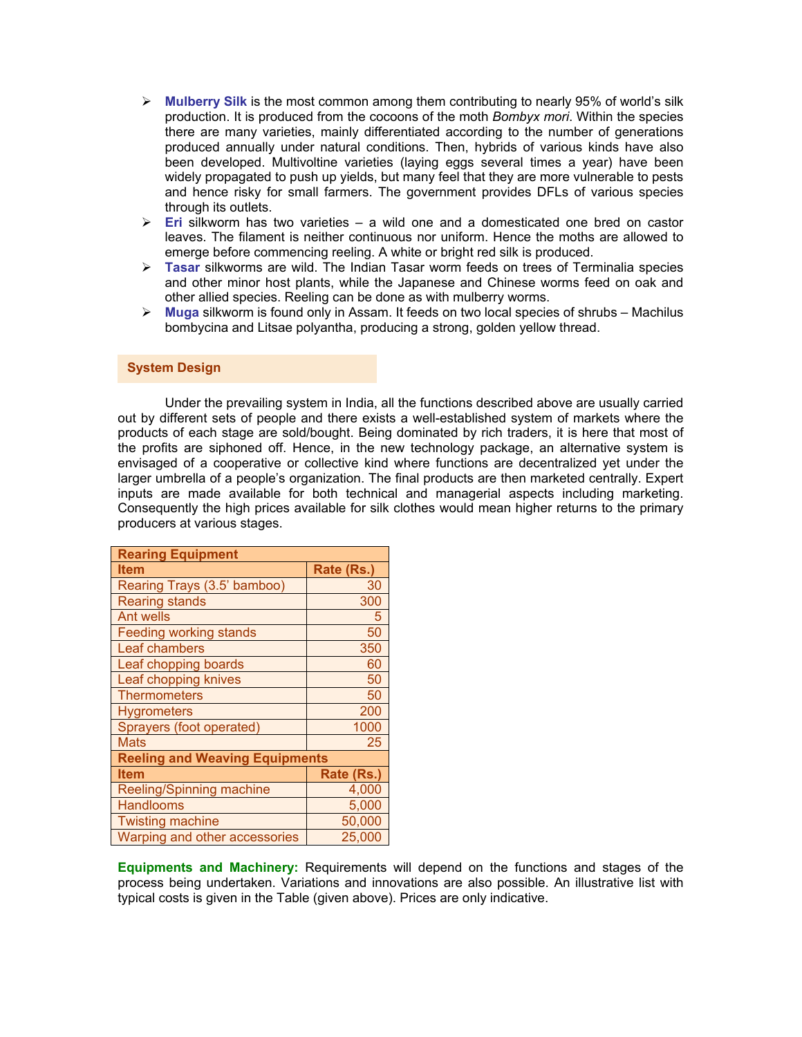- **Mulberry Silk** is the most common among them contributing to nearly 95% of world's silk production. It is produced from the cocoons of the moth *Bombyx mori*. Within the species there are many varieties, mainly differentiated according to the number of generations produced annually under natural conditions. Then, hybrids of various kinds have also been developed. Multivoltine varieties (laying eggs several times a year) have been widely propagated to push up yields, but many feel that they are more vulnerable to pests and hence risky for small farmers. The government provides DFLs of various species through its outlets.
- **Eri** silkworm has two varieties – a wild one and a domesticated one bred on castor leaves. The filament is neither continuous nor uniform. Hence the moths are allowed to emerge before commencing reeling. A white or bright red silk is produced.
- **Tasar** silkworms are wild. The Indian Tasar worm feeds on trees of Terminalia species and other minor host plants, while the Japanese and Chinese worms feed on oak and other allied species. Reeling can be done as with mulberry worms.
- **Muga** silkworm is found only in Assam. It feeds on two local species of shrubs – Machilus bombycina and Litsae polyantha, producing a strong, golden yellow thread.

## System Design

Under the prevailing system in India, all the functions described above are usually carried out by different sets of people and there exists a well-established system of markets where the products of each stage are sold/bought. Being dominated by rich traders, it is here that most of the profits are siphoned off. Hence, in the new technology package, an alternative system is envisaged of a cooperative or collective kind where functions are decentralized yet under the larger umbrella of a people's organization. The final products are then marketed centrally. Expert inputs are made available for both technical and managerial aspects including marketing. Consequently the high prices available for silk clothes would mean higher returns to the primary producers at various stages.

| **Rearing Equipment** | |
|---|---|
| **Item** | **Rate (Rs.)** |
| Rearing Trays (3.5' bamboo) | 30 |
| Rearing stands | 300 |
| Ant wells | 5 |
| Feeding working stands | 50 |
| Leaf chambers | 350 |
| Leaf chopping boards | 60 |
| Leaf chopping knives | 50 |
| Thermometers | 50 |
| Hygrometers | 200 |
| Sprayers (foot operated) | 1000 |
| Mats | 25 |
| **Reeling and Weaving Equipments** | |
| **Item** | **Rate (Rs.)** |
| Reeling/Spinning machine | 4,000 |
| Handlooms | 5,000 |
| Twisting machine | 50,000 |
| Warping and other accessories | 25,000 |

**Equipments and Machinery:** Requirements will depend on the functions and stages of the process being undertaken. Variations and innovations are also possible. An illustrative list with typical costs is given in the Table (given above). Prices are only indicative.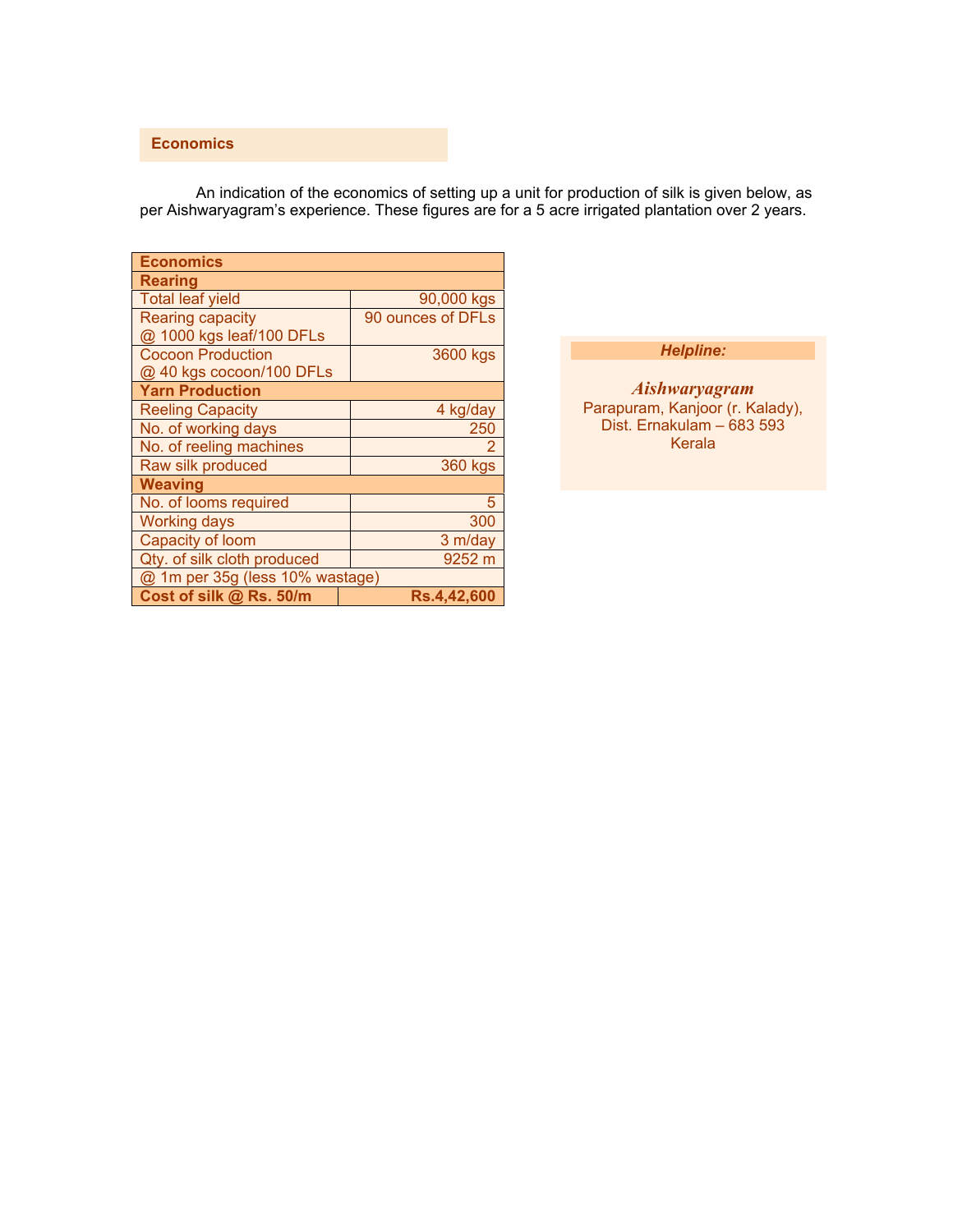## Economics

An indication of the economics of setting up a unit for production of silk is given below, as per Aishwaryagram's experience. These figures are for a 5 acre irrigated plantation over 2 years.

| **Economics** | |
|---|---|
| **Rearing** | |
| Total leaf yield | 90,000 kgs |
| Rearing capacity @ 1000 kgs leaf/100 DFLs | 90 ounces of DFLs |
| Cocoon Production @ 40 kgs cocoon/100 DFLs | 3600 kgs |
| **Yarn Production** | |
| Reeling Capacity | 4 kg/day |
| No. of working days | 250 |
| No. of reeling machines | 2 |
| Raw silk produced | 360 kgs |
| **Weaving** | |
| No. of looms required | 5 |
| Working days | 300 |
| Capacity of loom | 3 m/day |
| Qty. of silk cloth produced | 9252 m |
| @ 1m per 35g (less 10% wastage) | |
| **Cost of silk @ Rs. 50/m** | **Rs.4,42,600** |

***Helpline:***

***Aishwaryagram***
Parapuram, Kanjoor (r. Kalady),
Dist. Ernakulam – 683 593
Kerala